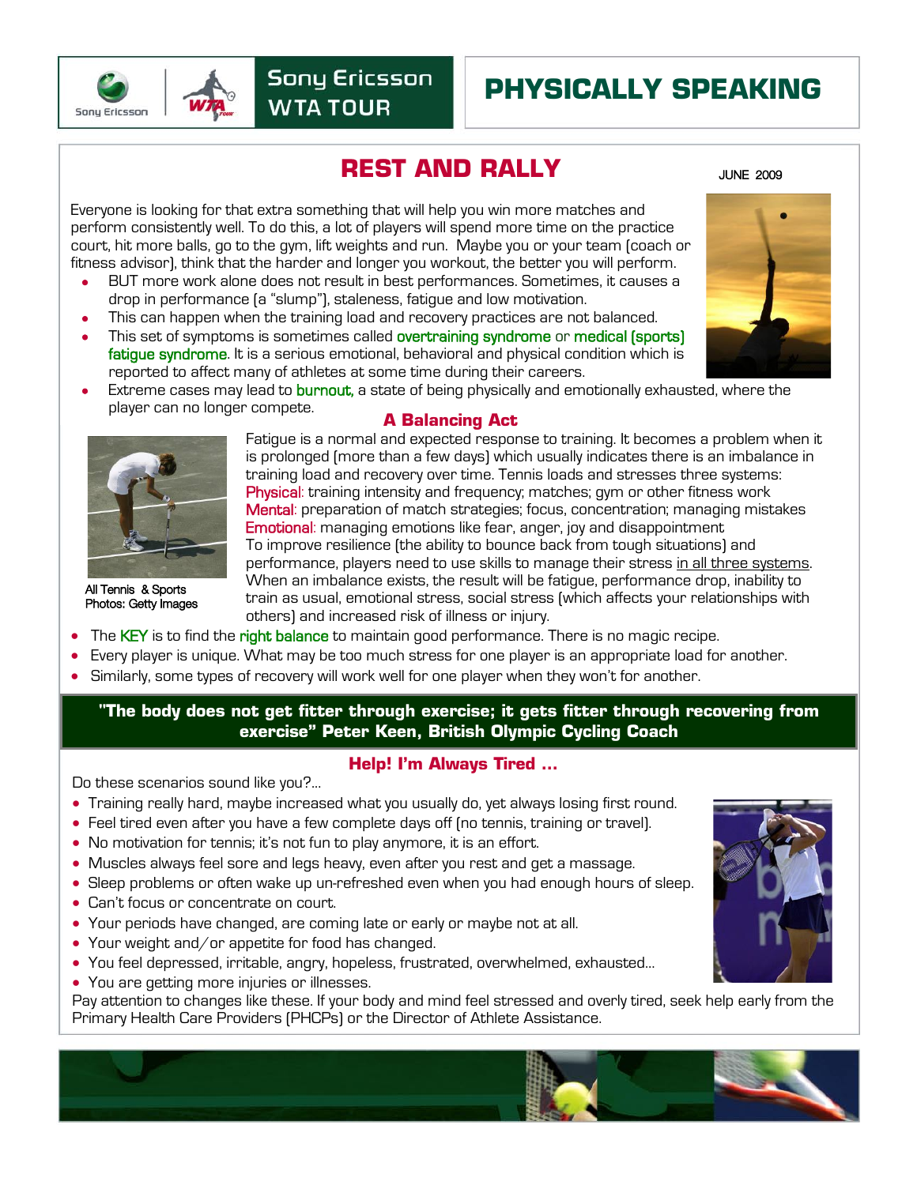Sony Ericsson WTA TOUR

# PHYSICALLY SPEAKING

## REST AND RALLY

JUNE 2009

Everyone is looking for that extra something that will help you win more matches and perform consistently well. To do this, a lot of players will spend more time on the practice court, hit more balls, go to the gym, lift weights and run. Maybe you or your team (coach or fitness advisor), think that the harder and longer you workout, the better you will perform.

- BUT more work alone does not result in best performances. Sometimes, it causes a drop in performance (a "slump"), staleness, fatigue and low motivation.
- This can happen when the training load and recovery practices are not balanced.
- This set of symptoms is sometimes called overtraining syndrome or medical (sports) fatigue syndrome. It is a serious emotional, behavioral and physical condition which is reported to affect many of athletes at some time during their careers.
- Extreme cases may lead to burnout, a state of being physically and emotionally exhausted, where the player can no longer compete.

### A Balancing Act

All Tennis & Sports Photos: Getty Images

Fatigue is a normal and expected response to training. It becomes a problem when it is prolonged (more than a few days) which usually indicates there is an imbalance in training load and recovery over time. Tennis loads and stresses three systems:
Physical: training intensity and frequency; matches; gym or other fitness work
Mental: preparation of match strategies; focus, concentration; managing mistakes
Emotional: managing emotions like fear, anger, joy and disappointment
To improve resilience (the ability to bounce back from tough situations) and performance, players need to use skills to manage their stress in all three systems. When an imbalance exists, the result will be fatigue, performance drop, inability to train as usual, emotional stress, social stress (which affects your relationships with others) and increased risk of illness or injury.

- The KEY is to find the right balance to maintain good performance. There is no magic recipe.
- Every player is unique. What may be too much stress for one player is an appropriate load for another.
- Similarly, some types of recovery will work well for one player when they won't for another.

**"The body does not get fitter through exercise; it gets fitter through recovering from exercise" Peter Keen, British Olympic Cycling Coach**

### Help! I'm Always Tired …

Do these scenarios sound like you?...

- Training really hard, maybe increased what you usually do, yet always losing first round.
- Feel tired even after you have a few complete days off (no tennis, training or travel).
- No motivation for tennis; it's not fun to play anymore, it is an effort.
- Muscles always feel sore and legs heavy, even after you rest and get a massage.
- Sleep problems or often wake up un-refreshed even when you had enough hours of sleep.
- Can't focus or concentrate on court.
- Your periods have changed, are coming late or early or maybe not at all.
- Your weight and/or appetite for food has changed.
- You feel depressed, irritable, angry, hopeless, frustrated, overwhelmed, exhausted...
- You are getting more injuries or illnesses.

Pay attention to changes like these. If your body and mind feel stressed and overly tired, seek help early from the Primary Health Care Providers (PHCPs) or the Director of Athlete Assistance.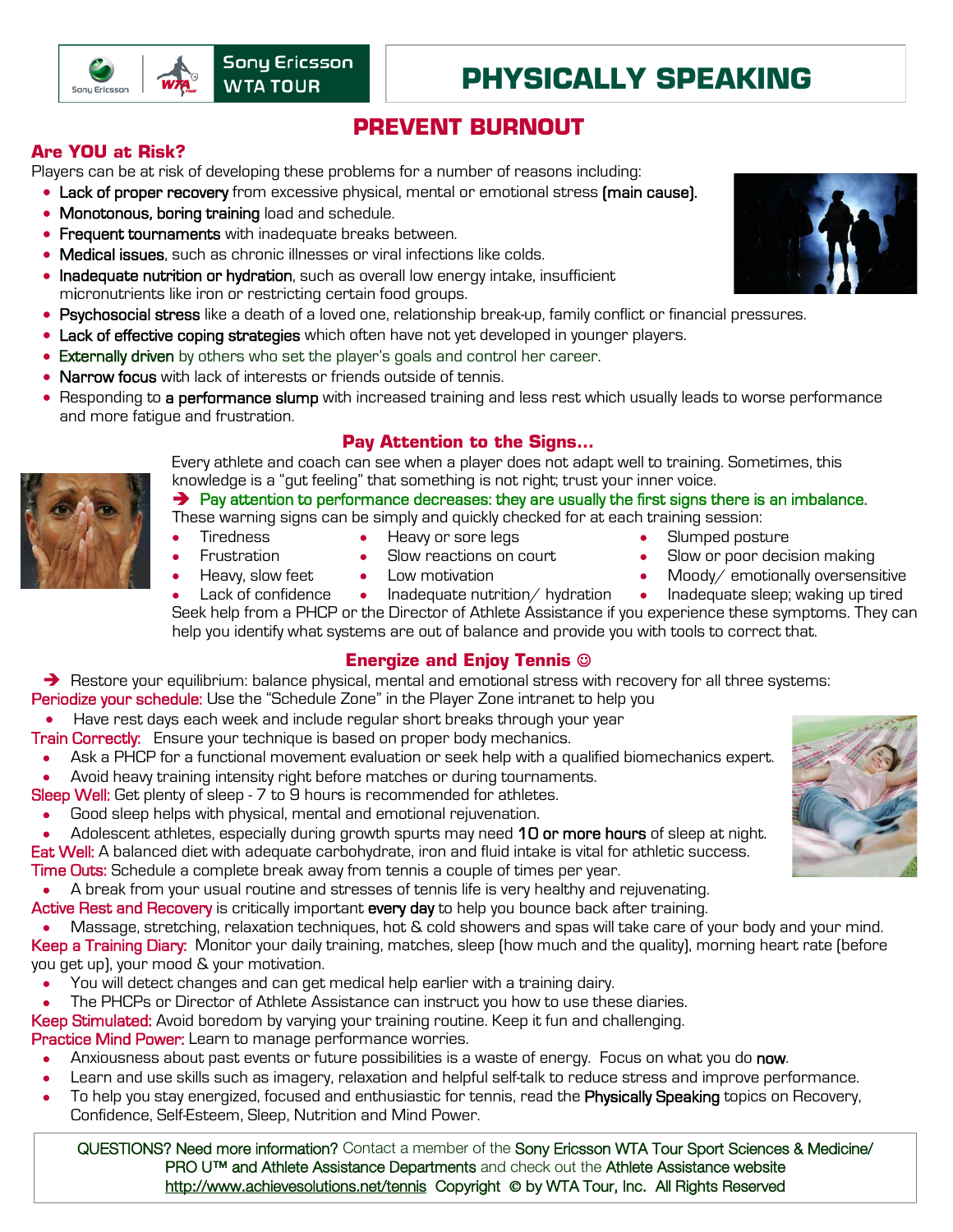Sony Ericsson WTA TOUR

# PHYSICALLY SPEAKING

## PREVENT BURNOUT

### Are YOU at Risk?

Players can be at risk of developing these problems for a number of reasons including:

- **Lack of proper recovery** from excessive physical, mental or emotional stress **(main cause)**.
- **Monotonous, boring training** load and schedule.
- **Frequent tournaments** with inadequate breaks between.
- **Medical issues**, such as chronic illnesses or viral infections like colds.
- **Inadequate nutrition or hydration**, such as overall low energy intake, insufficient micronutrients like iron or restricting certain food groups.
- **Psychosocial stress** like a death of a loved one, relationship break-up, family conflict or financial pressures.
- **Lack of effective coping strategies** which often have not yet developed in younger players.
- **Externally driven** by others who set the player's goals and control her career.
- **Narrow focus** with lack of interests or friends outside of tennis.
- Responding to **a performance slump** with increased training and less rest which usually leads to worse performance and more fatigue and frustration.

### Pay Attention to the Signs…

Every athlete and coach can see when a player does not adapt well to training. Sometimes, this knowledge is a "gut feeling" that something is not right; trust your inner voice.

➔ Pay attention to performance decreases: they are usually the first signs there is an imbalance.

These warning signs can be simply and quickly checked for at each training session:

- Tiredness
- Frustration
- Heavy, slow feet
- Lack of confidence
- Heavy or sore legs
- Slow reactions on court
- Low motivation
- Inadequate nutrition/ hydration
- Slumped posture
- Slow or poor decision making
- Moody/ emotionally oversensitive
- Inadequate sleep; waking up tired

Seek help from a PHCP or the Director of Athlete Assistance if you experience these symptoms. They can help you identify what systems are out of balance and provide you with tools to correct that.

### Energize and Enjoy Tennis ☺

➔ Restore your equilibrium: balance physical, mental and emotional stress with recovery for all three systems:

**Periodize your schedule:** Use the "Schedule Zone" in the Player Zone intranet to help you

- Have rest days each week and include regular short breaks through your year

**Train Correctly:** Ensure your technique is based on proper body mechanics.

- Ask a PHCP for a functional movement evaluation or seek help with a qualified biomechanics expert.
- Avoid heavy training intensity right before matches or during tournaments.

**Sleep Well:** Get plenty of sleep - 7 to 9 hours is recommended for athletes.

- Good sleep helps with physical, mental and emotional rejuvenation.
- Adolescent athletes, especially during growth spurts may need **10 or more hours** of sleep at night.

**Eat Well:** A balanced diet with adequate carbohydrate, iron and fluid intake is vital for athletic success.

**Time Outs:** Schedule a complete break away from tennis a couple of times per year.

- A break from your usual routine and stresses of tennis life is very healthy and rejuvenating.

**Active Rest and Recovery** is critically important **every day** to help you bounce back after training.

- Massage, stretching, relaxation techniques, hot & cold showers and spas will take care of your body and your mind.

**Keep a Training Diary:** Monitor your daily training, matches, sleep (how much and the quality), morning heart rate (before you get up), your mood & your motivation.

- You will detect changes and can get medical help earlier with a training dairy.
- The PHCPs or Director of Athlete Assistance can instruct you how to use these diaries.

**Keep Stimulated:** Avoid boredom by varying your training routine. Keep it fun and challenging.

**Practice Mind Power:** Learn to manage performance worries.

- Anxiousness about past events or future possibilities is a waste of energy. Focus on what you do **now**.
- Learn and use skills such as imagery, relaxation and helpful self-talk to reduce stress and improve performance.
- To help you stay energized, focused and enthusiastic for tennis, read the **Physically Speaking** topics on Recovery, Confidence, Self-Esteem, Sleep, Nutrition and Mind Power.

QUESTIONS? Need more information? Contact a member of the Sony Ericsson WTA Tour Sport Sciences & Medicine/ PRO U™ and Athlete Assistance Departments and check out the Athlete Assistance website http://www.achievesolutions.net/tennis Copyright © by WTA Tour, Inc. All Rights Reserved